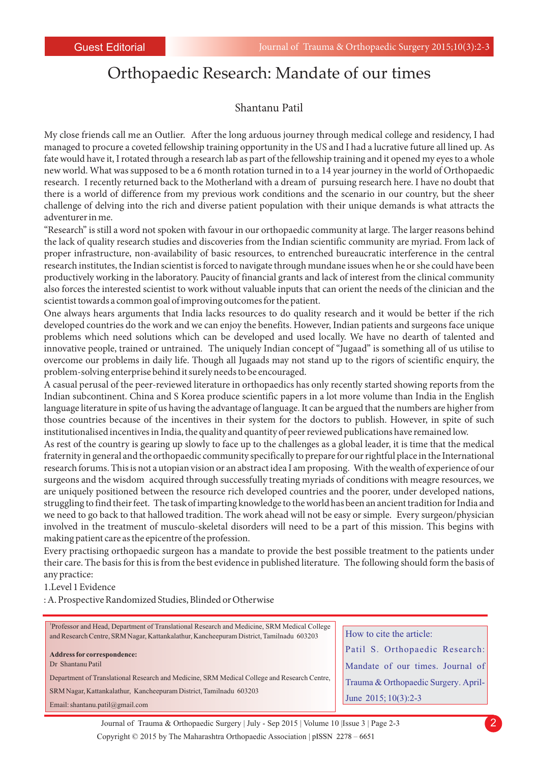Guest Editorial

# Orthopaedic Research: Mandate of our times

Shantanu Patil

My close friends call me an Outlier. After the long arduous journey through medical college and residency, I had managed to procure a coveted fellowship training opportunity in the US and I had a lucrative future all lined up. As fate would have it, I rotated through a research lab as part of the fellowship training and it opened my eyes to a whole new world. What was supposed to be a 6 month rotation turned in to a 14 year journey in the world of Orthopaedic research. I recently returned back to the Motherland with a dream of pursuing research here. I have no doubt that there is a world of difference from my previous work conditions and the scenario in our country, but the sheer challenge of delving into the rich and diverse patient population with their unique demands is what attracts the adventurer in me.

"Research" is still a word not spoken with favour in our orthopaedic community at large. The larger reasons behind the lack of quality research studies and discoveries from the Indian scientific community are myriad. From lack of proper infrastructure, non-availability of basic resources, to entrenched bureaucratic interference in the central research institutes, the Indian scientist is forced to navigate through mundane issues when he or she could have been productively working in the laboratory. Paucity of financial grants and lack of interest from the clinical community also forces the interested scientist to work without valuable inputs that can orient the needs of the clinician and the scientist towards a common goal of improving outcomes for the patient.

One always hears arguments that India lacks resources to do quality research and it would be better if the rich developed countries do the work and we can enjoy the benefits. However, Indian patients and surgeons face unique problems which need solutions which can be developed and used locally. We have no dearth of talented and innovative people, trained or untrained. The uniquely Indian concept of "Jugaad" is something all of us utilise to overcome our problems in daily life. Though all Jugaads may not stand up to the rigors of scientific enquiry, the problem-solving enterprise behind it surely needs to be encouraged.

A casual perusal of the peer-reviewed literature in orthopaedics has only recently started showing reports from the Indian subcontinent. China and S Korea produce scientific papers in a lot more volume than India in the English language literature in spite of us having the advantage of language. It can be argued that the numbers are higher from those countries because of the incentives in their system for the doctors to publish. However, in spite of such institutionalised incentives in India, the quality and quantity of peer reviewed publications have remained low.

As rest of the country is gearing up slowly to face up to the challenges as a global leader, it is time that the medical fraternity in general and the orthopaedic community specifically to prepare for our rightful place in the International research forums. This is not a utopian vision or an abstract idea I am proposing. With the wealth of experience of our surgeons and the wisdom acquired through successfully treating myriads of conditions with meagre resources, we are uniquely positioned between the resource rich developed countries and the poorer, under developed nations, struggling to find their feet. The task of imparting knowledge to the world has been an ancient tradition for India and we need to go back to that hallowed tradition. The work ahead will not be easy or simple. Every surgeon/physician involved in the treatment of musculo-skeletal disorders will need to be a part of this mission. This begins with making patient care as the epicentre of the profession.

Every practising orthopaedic surgeon has a mandate to provide the best possible treatment to the patients under their care. The basis for this is from the best evidence in published literature. The following should form the basis of any practice:

1.Level 1 Evidence

: A. Prospective Randomized Studies, Blinded or Otherwise

[1]Professor and Head, Department of Translational Research and Medicine, SRM Medical College and Research Centre, SRM Nagar, Kattankalathur, Kancheepuram District, Tamilnadu 603203

**Address for correspondence:**
Dr Shantanu Patil
Department of Translational Research and Medicine, SRM Medical College and Research Centre, SRM Nagar, Kattankalathur, Kancheepuram District, Tamilnadu 603203
Email: shantanu.patil@gmail.com

How to cite the article:
Patil S. Orthopaedic Research: Mandate of our times. Journal of Trauma & Orthopaedic Surgery. April-June 2015; 10(3):2-3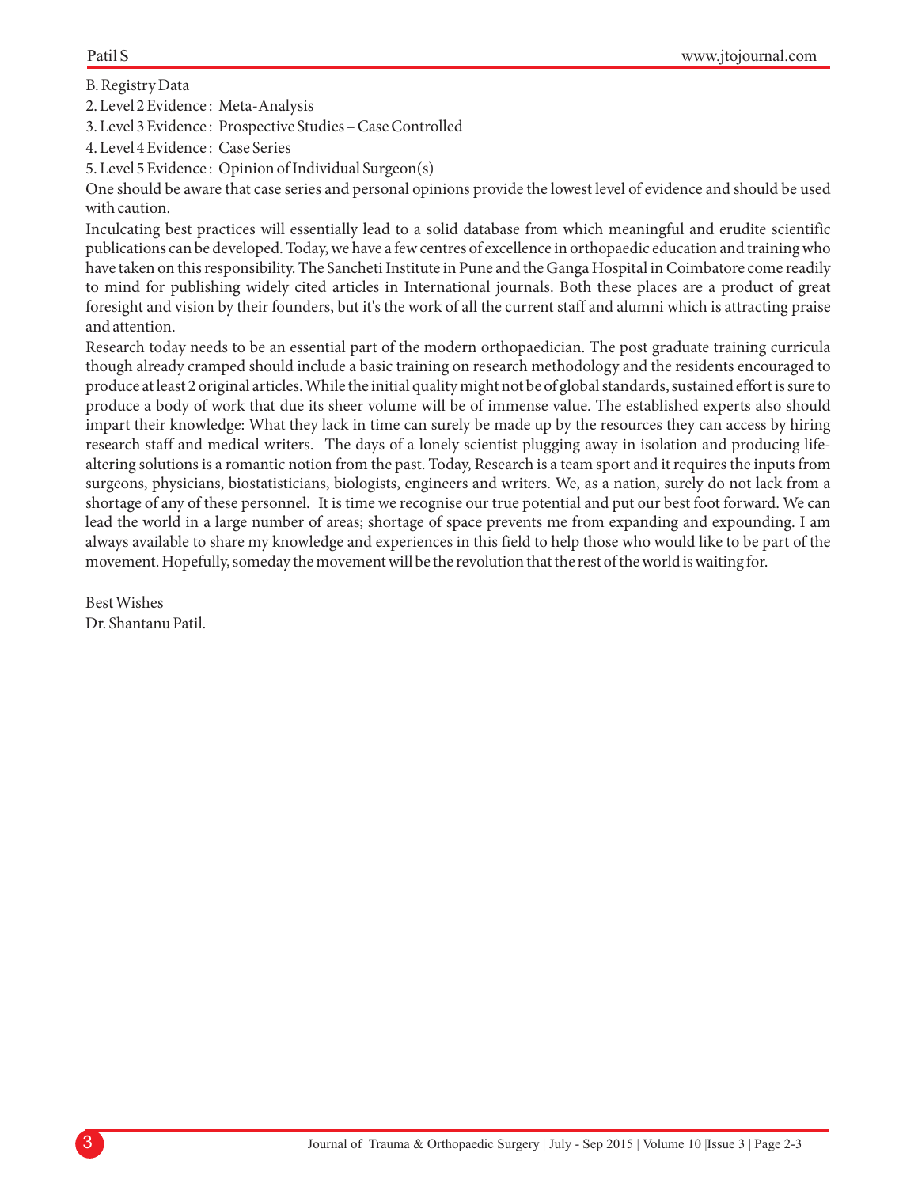B. Registry Data

2. Level 2 Evidence : Meta-Analysis
3. Level 3 Evidence : Prospective Studies – Case Controlled
4. Level 4 Evidence : Case Series
5. Level 5 Evidence : Opinion of Individual Surgeon(s)

One should be aware that case series and personal opinions provide the lowest level of evidence and should be used with caution.

Inculcating best practices will essentially lead to a solid database from which meaningful and erudite scientific publications can be developed. Today, we have a few centres of excellence in orthopaedic education and training who have taken on this responsibility. The Sancheti Institute in Pune and the Ganga Hospital in Coimbatore come readily to mind for publishing widely cited articles in International journals. Both these places are a product of great foresight and vision by their founders, but it's the work of all the current staff and alumni which is attracting praise and attention.

Research today needs to be an essential part of the modern orthopaedician. The post graduate training curricula though already cramped should include a basic training on research methodology and the residents encouraged to produce at least 2 original articles. While the initial quality might not be of global standards, sustained effort is sure to produce a body of work that due its sheer volume will be of immense value. The established experts also should impart their knowledge: What they lack in time can surely be made up by the resources they can access by hiring research staff and medical writers. The days of a lonely scientist plugging away in isolation and producing life-altering solutions is a romantic notion from the past. Today, Research is a team sport and it requires the inputs from surgeons, physicians, biostatisticians, biologists, engineers and writers. We, as a nation, surely do not lack from a shortage of any of these personnel. It is time we recognise our true potential and put our best foot forward. We can lead the world in a large number of areas; shortage of space prevents me from expanding and expounding. I am always available to share my knowledge and experiences in this field to help those who would like to be part of the movement. Hopefully, someday the movement will be the revolution that the rest of the world is waiting for.

Best Wishes
Dr. Shantanu Patil.